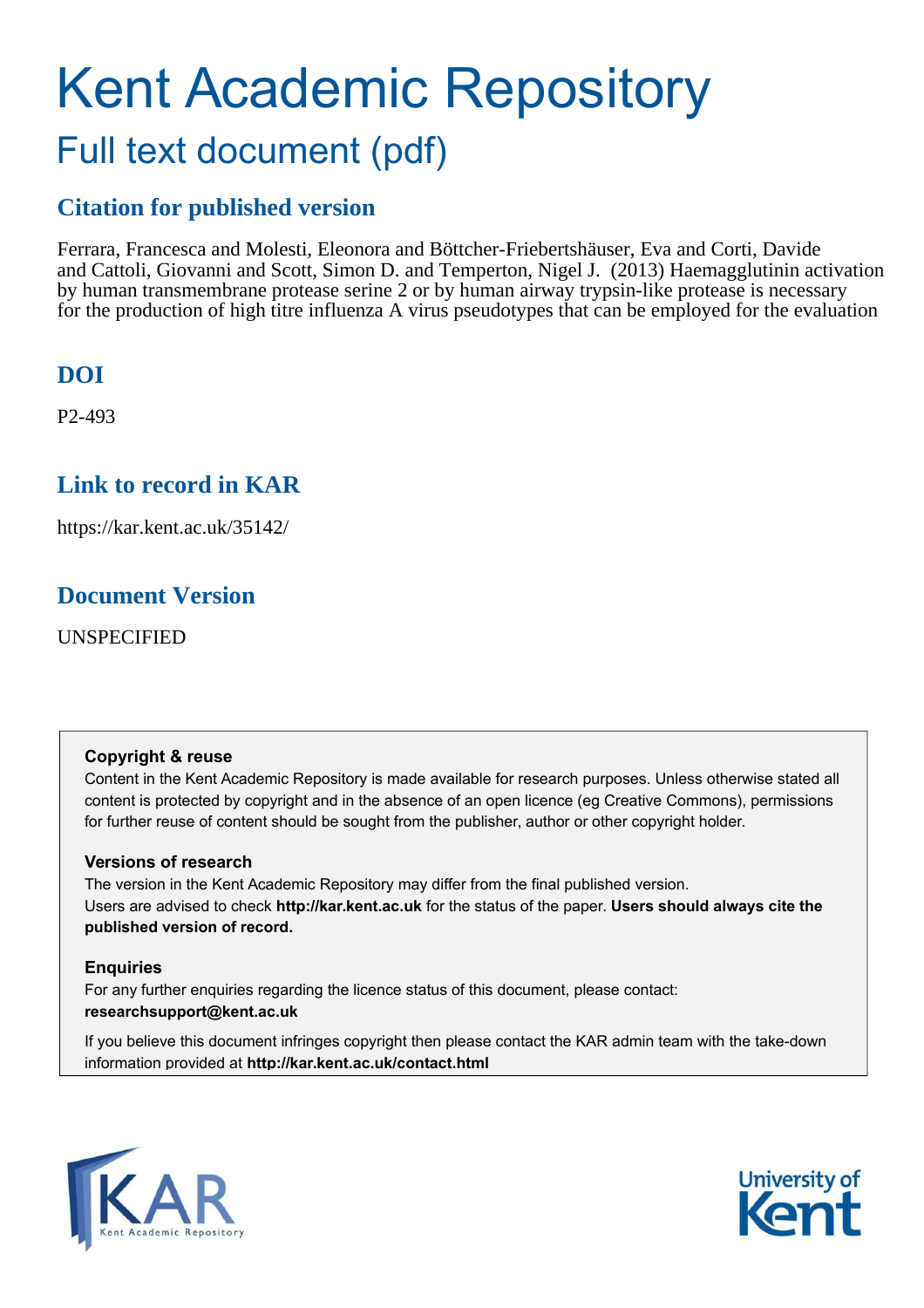# Kent Academic Repository

## Full text document (pdf)

### Citation for published version

Ferrara, Francesca and Molesti, Eleonora and Böttcher-Friebertshäuser, Eva and Corti, Davide and Cattoli, Giovanni and Scott, Simon D. and Temperton, Nigel J. (2013) Haemagglutinin activation by human transmembrane protease serine 2 or by human airway trypsin-like protease is necessary for the production of high titre influenza A virus pseudotypes that can be employed for the evaluation

### DOI

P2-493

### Link to record in KAR

https://kar.kent.ac.uk/35142/

### Document Version

UNSPECIFIED

**Copyright & reuse**

Content in the Kent Academic Repository is made available for research purposes. Unless otherwise stated all content is protected by copyright and in the absence of an open licence (eg Creative Commons), permissions for further reuse of content should be sought from the publisher, author or other copyright holder.

**Versions of research**

The version in the Kent Academic Repository may differ from the final published version. Users are advised to check **http://kar.kent.ac.uk** for the status of the paper. **Users should always cite the published version of record.**

**Enquiries**

For any further enquiries regarding the licence status of this document, please contact: **researchsupport@kent.ac.uk**

If you believe this document infringes copyright then please contact the KAR admin team with the take-down information provided at **http://kar.kent.ac.uk/contact.html**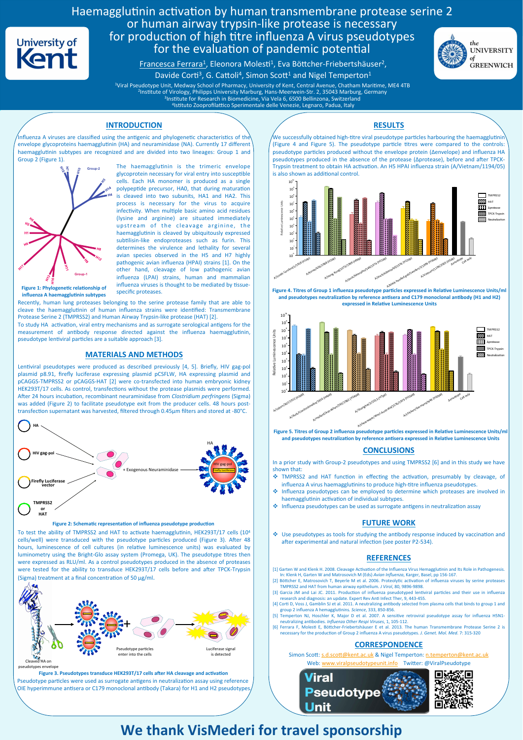# Haemagglutinin activation by human transmembrane protease serine 2 or human airway trypsin-like protease is necessary for production of high titre influenza A virus pseudotypes for the evaluation of pandemic potential

Francesca Ferrara[1], Eleonora Molesti[1], Eva Böttcher-Friebertshäuser[2], Davide Corti[3], G. Cattoli[4], Simon Scott[1] and Nigel Temperton[1]

[1]Viral Pseudotype Unit, Medway School of Pharmacy, University of Kent, Central Avenue, Chatham Maritime, ME4 4TB
[2]Institute of Virology, Philipps University Marburg, Hans-Meerwein-Str. 2, 35043 Marburg, Germany
[3]Institute for Research in Biomedicine, Via Vela 6, 6500 Bellinzona, Switzerland
[4]Istituto Zooprofilattico Sperimentale delle Venezie, Legnaro, Padua, Italy

## INTRODUCTION

Influenza A viruses are classified using the antigenic and phylogenetic characteristics of the envelope glycoproteins haemagglutinin (HA) and neuraminidase (NA). Currently 17 different haemagglutinin subtypes are recognized and are divided into two lineages: Group 1 and Group 2 (Figure 1).

Group-2
H15 H7 H10 H3 H14 H4 H5 H2 H1 H6 H8 H9 H12 H11 H13 H16 H17
Group-1

**Figure 1: Phylogenetic relationship of influenza A haemagglutinin subtypes**

The haemagglutinin is the trimeric envelope glycoprotein necessary for viral entry into susceptible cells. Each HA monomer is produced as a single polypeptide precursor, HA0, that during maturation is cleaved into two subunits, HA1 and HA2. This process is necessary for the virus to acquire infectivity. When multiple basic amino acid residues (lysine and arginine) are situated immediately upstream of the cleavage arginine, the haemagglutinin is cleaved by ubiquitously expressed subtilisin-like endoproteases such as furin. This determines the virulence and lethality for several avian species observed in the H5 and H7 highly pathogenic avian influenza (HPAI) strains [1]. On the other hand, cleavage of low pathogenic avian influenza (LPAI) strains, human and mammalian influenza viruses is thought to be mediated by tissue-specific proteases.

Recently, human lung proteases belonging to the serine protease family that are able to cleave the haemagglutinin of human influenza strains were identified: Transmembrane Protease Serine 2 (TMPRSS2) and Human Airway Trypsin-like protease (HAT) [2].

To study HA activation, viral entry mechanisms and as surrogate serological antigens for the measurement of antibody response directed against the influenza haemagglutinin, pseudotype lentiviral particles are a suitable approach [3].

## MATERIALS AND METHODS

Lentiviral pseudotypes were produced as described previously [4, 5]. Briefly, HIV gag-pol plasmid p8.91, firefly luciferase expressing plasmid pCSFLW, HA expressing plasmid and pCAGGS-TMPRSS2 or pCAGGS-HAT [2] were co-transfected into human embryonic kidney HEK293T/17 cells. As control, transfections without the protease plasmids were performed. After 24 hours incubation, recombinant neuraminidase from *Clostridium perfringens* (Sigma) was added (Figure 2) to facilitate pseudotype exit from the producer cells. 48 hours post-transfection supernatant was harvested, filtered through 0.45µm filters and stored at -80°C.

HA
HIV gag-pol
Firefly Luciferase vector
TMPRSS2 or HAT
+ Exogenous Neuraminidase
HA
HIV gag-pol
Firefly Luciferase

**Figure 2: Schematic representation of influenza pseudotype production**

To test the ability of TMPRSS2 and HAT to activate haemagglutinin, HEK293T/17 cells ($10^4$ cells/well) were transduced with the pseudotype particles produced (Figure 3). After 48 hours, luminescence of cell cultures (in relative luminescence units) was evaluated by luminometry using the Bright-Glo assay system (Promega, UK). The pseudotype titres then were expressed as RLU/ml. As a control pseudotypes produced in the absence of proteases were tested for the ability to transduce HEK293T/17 cells before and after TPCK-Trypsin (Sigma) treatment at a final concentration of 50 µg/ml.

Cleaved HA on pseudotypes envelope
Pseudotype particles enter into the cells
Luciferase signal is detected

**Figure 3. Pseudotypes transduce HEK293T/17 cells after HA cleavage and activation**

Pseudotype particles were used as surrogate antigens in neutralization assay using reference OIE hyperimmune antisera or C179 monoclonal antibody (Takara) for H1 and H2 pseudotypes.

## RESULTS

We successfully obtained high-titre viral pseudotype particles harbouring the haemagglutinin (Figure 4 and Figure 5). The pseudotype particle titres were compared to the controls: pseudotype particles produced without the envelope protein (Δenvelope) and influenza HA pseudotypes produced in the absence of the protease (Δprotease), before and after TPCK-Trypsin treatment to obtain HA activation. An H5 HPAI influenza strain (A/Vietnam/1194/05) is also shown as additional control.

Relative Luminescence Units
$10^{-1}$ to $10^{10}$
TMPRSS2
HAT
Δprotease
TPCK-Trypsin
Neutralization
A/South Carolina/1/1918 (H1pp)
A/Korea/426/1968 (H2pp)
A/Hong Kong/1073/1999 (H9pp)
A/duck/Memphis/546/1974 (H11pp)
A/duck/Alberta/60/1976 (H12pp)
A/black-headed gull/Sweden/1/1999 (H16pp)
A/Vietnam/1194/2005 (H5pp)
Δenvelope
Cell only

**Figure 4. Titres of Group 1 influenza pseudotype particles expressed in Relative Luminescence Units/ml and pseudotypes neutralization by reference antisera and C179 monoclonal antibody (H1 and H2) expressed in Relative Luminescence Units**

Relative Luminescence Units
$10^{-1}$ to $10^{10}$
TMPRSS2
HAT
Δprotease
TPCK-Trypsin
Neutralization
A/Udorn/307/1972 (H3pp)
A/duck/Czechoslovakia/1956 (H4pp)
A/mallard/Astrakhan/263/1982 (H14pp)
A/Shanghai/2/2013 (H7pp)
A/shearwater/West Australia/2576/1979 (H15pp)
A/chicken/Germany/N/49 (H10pp)
Δenvelope
Cell only

**Figure 5. Titres of Group 2 influenza pseudotype particles expressed in Relative Luminescence Units/ml and pseudotypes neutralization by reference antisera expressed in Relative Luminescence Units**

## CONCLUSIONS

In a prior study with Group-2 pseudotypes and using TMPRSS2 [6] and in this study we have shown that:

- TMPRSS2 and HAT function in effecting the activation, presumably by cleavage, of influenza A virus haemagglutinins to produce high-titre influenza pseudotypes.
- Influenza pseudotypes can be employed to determine which proteases are involved in haemagglutinin activation of individual subtypes.
- Influenza pseudotypes can be used as surrogate antigens in neutralization assay

## FUTURE WORK

- Use pseudotypes as tools for studying the antibody response induced by vaccination and after experimental and natural infection (see poster P2-534).

## REFERENCES

[1] Garten W and Klenk H. 2008. Cleavage Activation of the Influenza Virus Hemagglutinin and Its Role in Pathogenesis. In: Klenk H, Garten W and Matrosovich M (Eds) *Avian Influenza*, Karger, Basel, pp 156-167.
[2] Böttcher E, Matrosovich T, Beyerle M et al. 2006. Proteolytic activation of influenza viruses by serine proteases TMPRSS2 and HAT from human airway epithelium. *J Virol*, 80, 9896-9898.
[3] Garcia JM and Lai JC. 2011. Production of influenza pseudotyped lentiviral particles and their use in influenza research and diagnosis: an update. Expert Rev Anti Infect Ther, 9, 443-455.
[4] Corti D, Voss J, Gamblin SJ et al. 2011. A neutralizing antibody selected from plasma cells that binds to group 1 and group 2 influenza A hemagglutinins. *Science*, 333, 850-856.
[5] Temperton NJ, Hoschler K, Major D et al. 2007. A sensitive retroviral pseudotype assay for influenza H5N1-neutralizing antibodies. *Influenza Other Respi Viruses*, 1, 105-112.
[6] Ferrara F, Molesti E, Böttcher-Friebertshäuser E et al. 2013. The human Transmembrane Protease Serine 2 is necessary for the production of Group 2 influenza A virus pseudotypes. *J. Genet. Mol. Med.* 7: 315-320

## CORRESPONDENCE

Simon Scott: s.d.scott@kent.ac.uk & Nigel Temperton: n.temperton@kent.ac.uk
Web: www.viralpseudotypeunit.info Twitter: @ViralPseudotype

Viral Pseudotype Unit

# We thank VisMederi for travel sponsorship